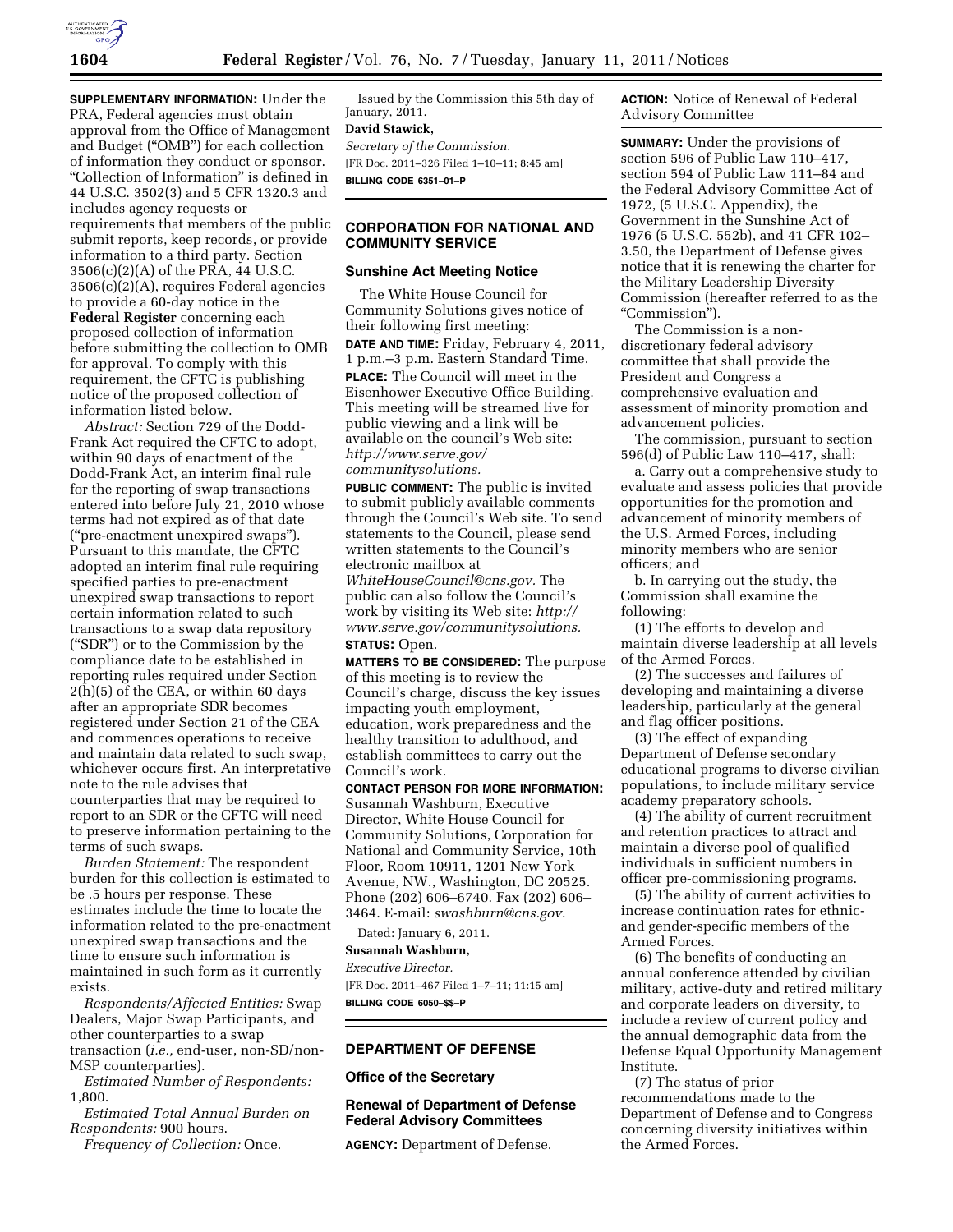**SUPPLEMENTARY INFORMATION:** Under the PRA, Federal agencies must obtain approval from the Office of Management and Budget ("OMB") for each collection of information they conduct or sponsor. "Collection of Information" is defined in 44 U.S.C. 3502(3) and 5 CFR 1320.3 and includes agency requests or requirements that members of the public submit reports, keep records, or provide information to a third party. Section 3506(c)(2)(A) of the PRA, 44 U.S.C. 3506(c)(2)(A), requires Federal agencies to provide a 60-day notice in the **Federal Register** concerning each proposed collection of information before submitting the collection to OMB for approval. To comply with this requirement, the CFTC is publishing notice of the proposed collection of information listed below.

*Abstract:* Section 729 of the Dodd-Frank Act required the CFTC to adopt, within 90 days of enactment of the Dodd-Frank Act, an interim final rule for the reporting of swap transactions entered into before July 21, 2010 whose terms had not expired as of that date ("pre-enactment unexpired swaps"). Pursuant to this mandate, the CFTC adopted an interim final rule requiring specified parties to pre-enactment unexpired swap transactions to report certain information related to such transactions to a swap data repository ("SDR") or to the Commission by the compliance date to be established in reporting rules required under Section 2(h)(5) of the CEA, or within 60 days after an appropriate SDR becomes registered under Section 21 of the CEA and commences operations to receive and maintain data related to such swap, whichever occurs first. An interpretative note to the rule advises that counterparties that may be required to report to an SDR or the CFTC will need to preserve information pertaining to the terms of such swaps.

*Burden Statement:* The respondent burden for this collection is estimated to be .5 hours per response. These estimates include the time to locate the information related to the pre-enactment unexpired swap transactions and the time to ensure such information is maintained in such form as it currently exists.

*Respondents/Affected Entities:* Swap Dealers, Major Swap Participants, and other counterparties to a swap transaction (*i.e.,* end-user, non-SD/non-MSP counterparties).

*Estimated Number of Respondents:* 1,800.

*Estimated Total Annual Burden on Respondents:* 900 hours.

*Frequency of Collection:* Once.

Issued by the Commission this 5th day of January, 2011.

**David Stawick,**

*Secretary of the Commission.*

[FR Doc. 2011–326 Filed 1–10–11; 8:45 am]

**BILLING CODE 6351–01–P**

## CORPORATION FOR NATIONAL AND COMMUNITY SERVICE

### Sunshine Act Meeting Notice

The White House Council for Community Solutions gives notice of their following first meeting:

**DATE AND TIME:** Friday, February 4, 2011, 1 p.m.–3 p.m. Eastern Standard Time.

**PLACE:** The Council will meet in the Eisenhower Executive Office Building. This meeting will be streamed live for public viewing and a link will be available on the council's Web site: *http://www.serve.gov/communitysolutions.*

**PUBLIC COMMENT:** The public is invited to submit publicly available comments through the Council's Web site. To send statements to the Council, please send written statements to the Council's electronic mailbox at *WhiteHouseCouncil@cns.gov.* The public can also follow the Council's work by visiting its Web site: *http://www.serve.gov/communitysolutions.*

**STATUS:** Open.

**MATTERS TO BE CONSIDERED:** The purpose of this meeting is to review the Council's charge, discuss the key issues impacting youth employment, education, work preparedness and the healthy transition to adulthood, and establish committees to carry out the Council's work.

**CONTACT PERSON FOR MORE INFORMATION:** Susannah Washburn, Executive Director, White House Council for Community Solutions, Corporation for National and Community Service, 10th Floor, Room 10911, 1201 New York Avenue, NW., Washington, DC 20525. Phone (202) 606–6740. Fax (202) 606–3464. E-mail: *swashburn@cns.gov.*

Dated: January 6, 2011.

**Susannah Washburn,**

*Executive Director.*

[FR Doc. 2011–467 Filed 1–7–11; 11:15 am]

**BILLING CODE 6050–$$–P**

## DEPARTMENT OF DEFENSE

### Office of the Secretary

### Renewal of Department of Defense Federal Advisory Committees

**AGENCY:** Department of Defense.

**ACTION:** Notice of Renewal of Federal Advisory Committee

**SUMMARY:** Under the provisions of section 596 of Public Law 110–417, section 594 of Public Law 111–84 and the Federal Advisory Committee Act of 1972, (5 U.S.C. Appendix), the Government in the Sunshine Act of 1976 (5 U.S.C. 552b), and 41 CFR 102–3.50, the Department of Defense gives notice that it is renewing the charter for the Military Leadership Diversity Commission (hereafter referred to as the "Commission").

The Commission is a non-discretionary federal advisory committee that shall provide the President and Congress a comprehensive evaluation and assessment of minority promotion and advancement policies.

The commission, pursuant to section 596(d) of Public Law 110–417, shall:

a. Carry out a comprehensive study to evaluate and assess policies that provide opportunities for the promotion and advancement of minority members of the U.S. Armed Forces, including minority members who are senior officers; and

b. In carrying out the study, the Commission shall examine the following:

(1) The efforts to develop and maintain diverse leadership at all levels of the Armed Forces.

(2) The successes and failures of developing and maintaining a diverse leadership, particularly at the general and flag officer positions.

(3) The effect of expanding Department of Defense secondary educational programs to diverse civilian populations, to include military service academy preparatory schools.

(4) The ability of current recruitment and retention practices to attract and maintain a diverse pool of qualified individuals in sufficient numbers in officer pre-commissioning programs.

(5) The ability of current activities to increase continuation rates for ethnic- and gender-specific members of the Armed Forces.

(6) The benefits of conducting an annual conference attended by civilian military, active-duty and retired military and corporate leaders on diversity, to include a review of current policy and the annual demographic data from the Defense Equal Opportunity Management Institute.

(7) The status of prior recommendations made to the Department of Defense and to Congress concerning diversity initiatives within the Armed Forces.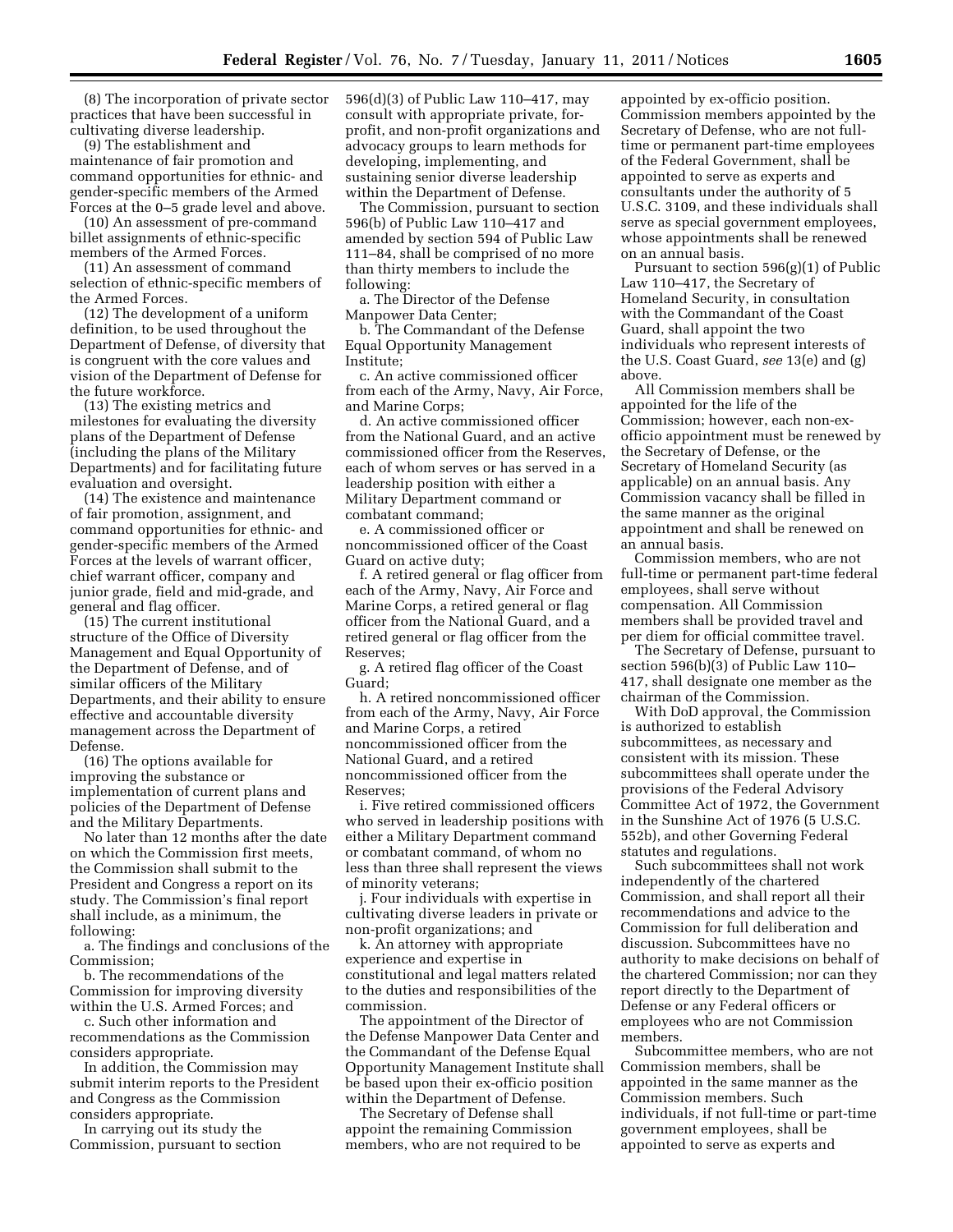(8) The incorporation of private sector practices that have been successful in cultivating diverse leadership.

(9) The establishment and maintenance of fair promotion and command opportunities for ethnic- and gender-specific members of the Armed Forces at the 0–5 grade level and above.

(10) An assessment of pre-command billet assignments of ethnic-specific members of the Armed Forces.

(11) An assessment of command selection of ethnic-specific members of the Armed Forces.

(12) The development of a uniform definition, to be used throughout the Department of Defense, of diversity that is congruent with the core values and vision of the Department of Defense for the future workforce.

(13) The existing metrics and milestones for evaluating the diversity plans of the Department of Defense (including the plans of the Military Departments) and for facilitating future evaluation and oversight.

(14) The existence and maintenance of fair promotion, assignment, and command opportunities for ethnic- and gender-specific members of the Armed Forces at the levels of warrant officer, chief warrant officer, company and junior grade, field and mid-grade, and general and flag officer.

(15) The current institutional structure of the Office of Diversity Management and Equal Opportunity of the Department of Defense, and of similar officers of the Military Departments, and their ability to ensure effective and accountable diversity management across the Department of Defense.

(16) The options available for improving the substance or implementation of current plans and policies of the Department of Defense and the Military Departments.

No later than 12 months after the date on which the Commission first meets, the Commission shall submit to the President and Congress a report on its study. The Commission's final report shall include, as a minimum, the following:

a. The findings and conclusions of the Commission;

b. The recommendations of the Commission for improving diversity within the U.S. Armed Forces; and

c. Such other information and recommendations as the Commission considers appropriate.

In addition, the Commission may submit interim reports to the President and Congress as the Commission considers appropriate.

In carrying out its study the Commission, pursuant to section 596(d)(3) of Public Law 110–417, may consult with appropriate private, for-profit, and non-profit organizations and advocacy groups to learn methods for developing, implementing, and sustaining senior diverse leadership within the Department of Defense.

The Commission, pursuant to section 596(b) of Public Law 110–417 and amended by section 594 of Public Law 111–84, shall be comprised of no more than thirty members to include the following:

a. The Director of the Defense Manpower Data Center;

b. The Commandant of the Defense Equal Opportunity Management Institute;

c. An active commissioned officer from each of the Army, Navy, Air Force, and Marine Corps;

d. An active commissioned officer from the National Guard, and an active commissioned officer from the Reserves, each of whom serves or has served in a leadership position with either a Military Department command or combatant command;

e. A commissioned officer or noncommissioned officer of the Coast Guard on active duty;

f. A retired general or flag officer from each of the Army, Navy, Air Force and Marine Corps, a retired general or flag officer from the National Guard, and a retired general or flag officer from the Reserves;

g. A retired flag officer of the Coast Guard;

h. A retired noncommissioned officer from each of the Army, Navy, Air Force and Marine Corps, a retired noncommissioned officer from the National Guard, and a retired noncommissioned officer from the Reserves;

i. Five retired commissioned officers who served in leadership positions with either a Military Department command or combatant command, of whom no less than three shall represent the views of minority veterans;

j. Four individuals with expertise in cultivating diverse leaders in private or non-profit organizations; and

k. An attorney with appropriate experience and expertise in constitutional and legal matters related to the duties and responsibilities of the commission.

The appointment of the Director of the Defense Manpower Data Center and the Commandant of the Defense Equal Opportunity Management Institute shall be based upon their ex-officio position within the Department of Defense.

The Secretary of Defense shall appoint the remaining Commission members, who are not required to be appointed by ex-officio position. Commission members appointed by the Secretary of Defense, who are not full-time or permanent part-time employees of the Federal Government, shall be appointed to serve as experts and consultants under the authority of 5 U.S.C. 3109, and these individuals shall serve as special government employees, whose appointments shall be renewed on an annual basis.

Pursuant to section 596(g)(1) of Public Law 110–417, the Secretary of Homeland Security, in consultation with the Commandant of the Coast Guard, shall appoint the two individuals who represent interests of the U.S. Coast Guard, *see* 13(e) and (g) above.

All Commission members shall be appointed for the life of the Commission; however, each non-ex-officio appointment must be renewed by the Secretary of Defense, or the Secretary of Homeland Security (as applicable) on an annual basis. Any Commission vacancy shall be filled in the same manner as the original appointment and shall be renewed on an annual basis.

Commission members, who are not full-time or permanent part-time federal employees, shall serve without compensation. All Commission members shall be provided travel and per diem for official committee travel.

The Secretary of Defense, pursuant to section 596(b)(3) of Public Law 110–417, shall designate one member as the chairman of the Commission.

With DoD approval, the Commission is authorized to establish subcommittees, as necessary and consistent with its mission. These subcommittees shall operate under the provisions of the Federal Advisory Committee Act of 1972, the Government in the Sunshine Act of 1976 (5 U.S.C. 552b), and other Governing Federal statutes and regulations.

Such subcommittees shall not work independently of the chartered Commission, and shall report all their recommendations and advice to the Commission for full deliberation and discussion. Subcommittees have no authority to make decisions on behalf of the chartered Commission; nor can they report directly to the Department of Defense or any Federal officers or employees who are not Commission members.

Subcommittee members, who are not Commission members, shall be appointed in the same manner as the Commission members. Such individuals, if not full-time or part-time government employees, shall be appointed to serve as experts and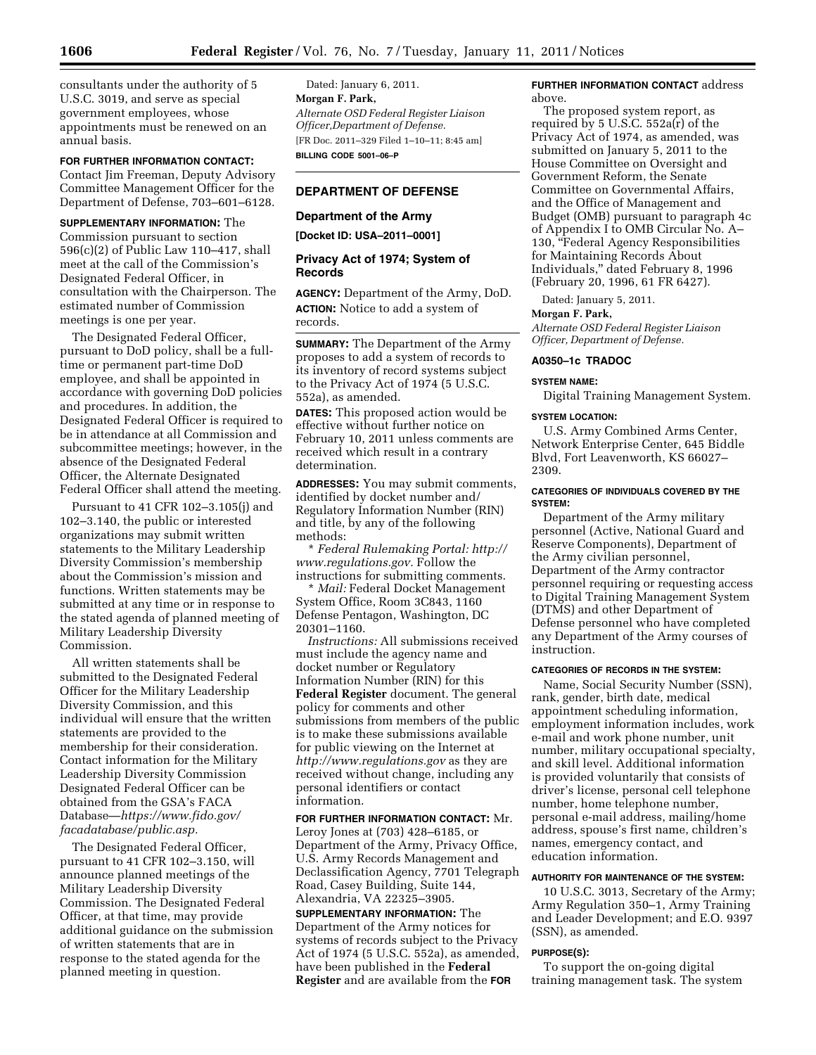consultants under the authority of 5 U.S.C. 3019, and serve as special government employees, whose appointments must be renewed on an annual basis.

**FOR FURTHER INFORMATION CONTACT:** Contact Jim Freeman, Deputy Advisory Committee Management Officer for the Department of Defense, 703–601–6128.

**SUPPLEMENTARY INFORMATION:** The Commission pursuant to section 596(c)(2) of Public Law 110–417, shall meet at the call of the Commission's Designated Federal Officer, in consultation with the Chairperson. The estimated number of Commission meetings is one per year.

The Designated Federal Officer, pursuant to DoD policy, shall be a full-time or permanent part-time DoD employee, and shall be appointed in accordance with governing DoD policies and procedures. In addition, the Designated Federal Officer is required to be in attendance at all Commission and subcommittee meetings; however, in the absence of the Designated Federal Officer, the Alternate Designated Federal Officer shall attend the meeting.

Pursuant to 41 CFR 102–3.105(j) and 102–3.140, the public or interested organizations may submit written statements to the Military Leadership Diversity Commission's membership about the Commission's mission and functions. Written statements may be submitted at any time or in response to the stated agenda of planned meeting of Military Leadership Diversity Commission.

All written statements shall be submitted to the Designated Federal Officer for the Military Leadership Diversity Commission, and this individual will ensure that the written statements are provided to the membership for their consideration. Contact information for the Military Leadership Diversity Commission Designated Federal Officer can be obtained from the GSA's FACA Database—*https://www.fido.gov/facadatabase/public.asp.*

The Designated Federal Officer, pursuant to 41 CFR 102–3.150, will announce planned meetings of the Military Leadership Diversity Commission. The Designated Federal Officer, at that time, may provide additional guidance on the submission of written statements that are in response to the stated agenda for the planned meeting in question.

Dated: January 6, 2011.

**Morgan F. Park,**

*Alternate OSD Federal Register Liaison Officer,Department of Defense.*

[FR Doc. 2011–329 Filed 1–10–11; 8:45 am]

**BILLING CODE 5001–06–P**

## DEPARTMENT OF DEFENSE

### Department of the Army

**[Docket ID: USA–2011–0001]**

### Privacy Act of 1974; System of Records

**AGENCY:** Department of the Army, DoD.

**ACTION:** Notice to add a system of records.

**SUMMARY:** The Department of the Army proposes to add a system of records to its inventory of record systems subject to the Privacy Act of 1974 (5 U.S.C. 552a), as amended.

**DATES:** This proposed action would be effective without further notice on February 10, 2011 unless comments are received which result in a contrary determination.

**ADDRESSES:** You may submit comments, identified by docket number and/ Regulatory Information Number (RIN) and title, by any of the following methods:

* *Federal Rulemaking Portal: http://www.regulations.gov.* Follow the instructions for submitting comments.

* *Mail:* Federal Docket Management System Office, Room 3C843, 1160 Defense Pentagon, Washington, DC 20301–1160.

*Instructions:* All submissions received must include the agency name and docket number or Regulatory Information Number (RIN) for this **Federal Register** document. The general policy for comments and other submissions from members of the public is to make these submissions available for public viewing on the Internet at *http://www.regulations.gov* as they are received without change, including any personal identifiers or contact information.

**FOR FURTHER INFORMATION CONTACT:** Mr. Leroy Jones at (703) 428–6185, or Department of the Army, Privacy Office, U.S. Army Records Management and Declassification Agency, 7701 Telegraph Road, Casey Building, Suite 144, Alexandria, VA 22325–3905.

**SUPPLEMENTARY INFORMATION:** The Department of the Army notices for systems of records subject to the Privacy Act of 1974 (5 U.S.C. 552a), as amended, have been published in the **Federal Register** and are available from the **FOR FURTHER INFORMATION CONTACT** address above.

The proposed system report, as required by 5 U.S.C. 552a(r) of the Privacy Act of 1974, as amended, was submitted on January 5, 2011 to the House Committee on Oversight and Government Reform, the Senate Committee on Governmental Affairs, and the Office of Management and Budget (OMB) pursuant to paragraph 4c of Appendix I to OMB Circular No. A–130, "Federal Agency Responsibilities for Maintaining Records About Individuals," dated February 8, 1996 (February 20, 1996, 61 FR 6427).

Dated: January 5, 2011.

**Morgan F. Park,**

*Alternate OSD Federal Register Liaison Officer, Department of Defense.*

**A0350–1c TRADOC**

**SYSTEM NAME:**

Digital Training Management System.

**SYSTEM LOCATION:**

U.S. Army Combined Arms Center, Network Enterprise Center, 645 Biddle Blvd, Fort Leavenworth, KS 66027–2309.

**CATEGORIES OF INDIVIDUALS COVERED BY THE SYSTEM:**

Department of the Army military personnel (Active, National Guard and Reserve Components), Department of the Army civilian personnel, Department of the Army contractor personnel requiring or requesting access to Digital Training Management System (DTMS) and other Department of Defense personnel who have completed any Department of the Army courses of instruction.

**CATEGORIES OF RECORDS IN THE SYSTEM:**

Name, Social Security Number (SSN), rank, gender, birth date, medical appointment scheduling information, employment information includes, work e-mail and work phone number, unit number, military occupational specialty, and skill level. Additional information is provided voluntarily that consists of driver's license, personal cell telephone number, home telephone number, personal e-mail address, mailing/home address, spouse's first name, children's names, emergency contact, and education information.

**AUTHORITY FOR MAINTENANCE OF THE SYSTEM:**

10 U.S.C. 3013, Secretary of the Army; Army Regulation 350–1, Army Training and Leader Development; and E.O. 9397 (SSN), as amended.

**PURPOSE(S):**

To support the on-going digital training management task. The system